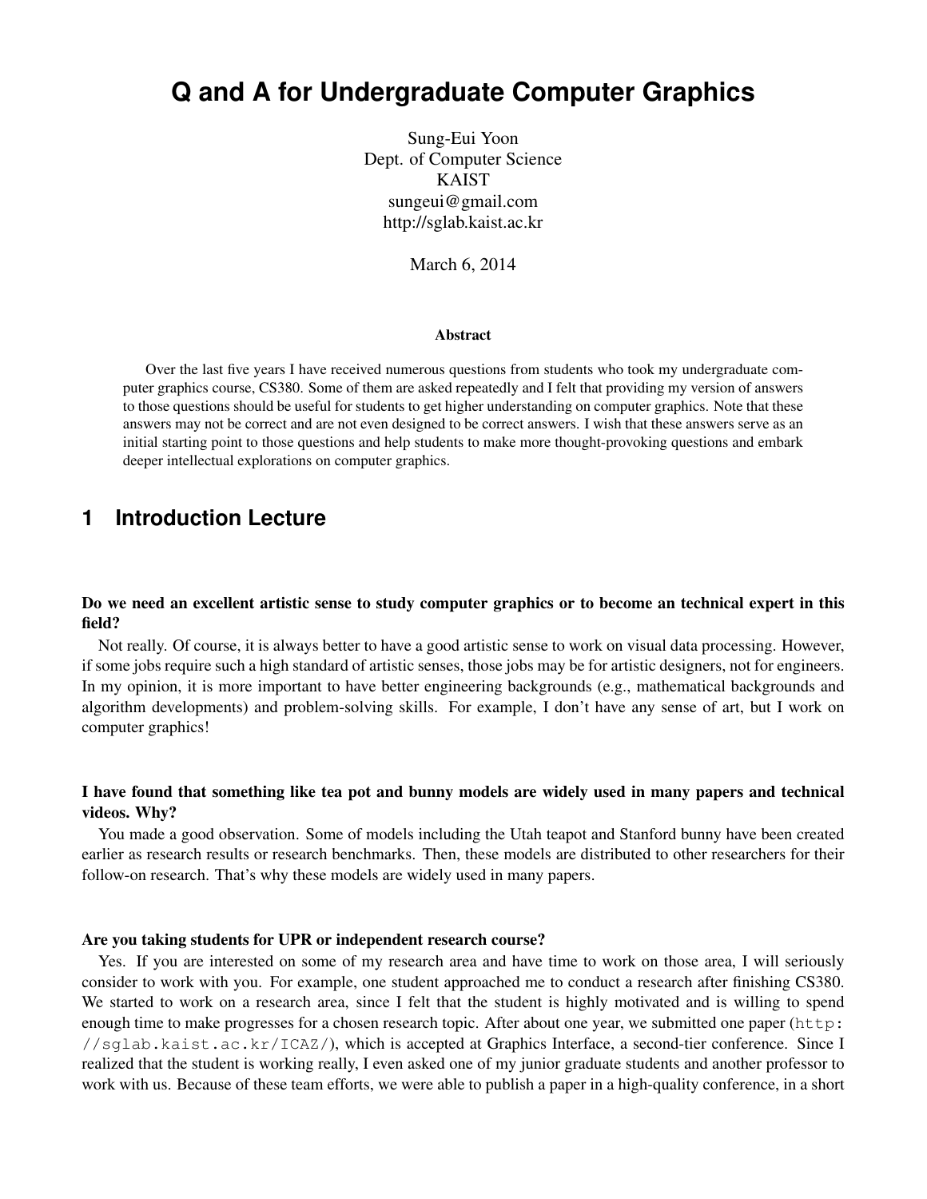# Q and A for Undergraduate Computer Graphics

Sung-Eui Yoon
Dept. of Computer Science
KAIST
sungeui@gmail.com
http://sglab.kaist.ac.kr

March 6, 2014

### Abstract

Over the last five years I have received numerous questions from students who took my undergraduate computer graphics course, CS380. Some of them are asked repeatedly and I felt that providing my version of answers to those questions should be useful for students to get higher understanding on computer graphics. Note that these answers may not be correct and are not even designed to be correct answers. I wish that these answers serve as an initial starting point to those questions and help students to make more thought-provoking questions and embark deeper intellectual explorations on computer graphics.

## 1 Introduction Lecture

**Do we need an excellent artistic sense to study computer graphics or to become an technical expert in this field?**

Not really. Of course, it is always better to have a good artistic sense to work on visual data processing. However, if some jobs require such a high standard of artistic senses, those jobs may be for artistic designers, not for engineers. In my opinion, it is more important to have better engineering backgrounds (e.g., mathematical backgrounds and algorithm developments) and problem-solving skills. For example, I don't have any sense of art, but I work on computer graphics!

**I have found that something like tea pot and bunny models are widely used in many papers and technical videos. Why?**

You made a good observation. Some of models including the Utah teapot and Stanford bunny have been created earlier as research results or research benchmarks. Then, these models are distributed to other researchers for their follow-on research. That's why these models are widely used in many papers.

**Are you taking students for UPR or independent research course?**

Yes. If you are interested on some of my research area and have time to work on those area, I will seriously consider to work with you. For example, one student approached me to conduct a research after finishing CS380. We started to work on a research area, since I felt that the student is highly motivated and is willing to spend enough time to make progresses for a chosen research topic. After about one year, we submitted one paper (`http://sglab.kaist.ac.kr/ICAZ/`), which is accepted at Graphics Interface, a second-tier conference. Since I realized that the student is working really, I even asked one of my junior graduate students and another professor to work with us. Because of these team efforts, we were able to publish a paper in a high-quality conference, in a short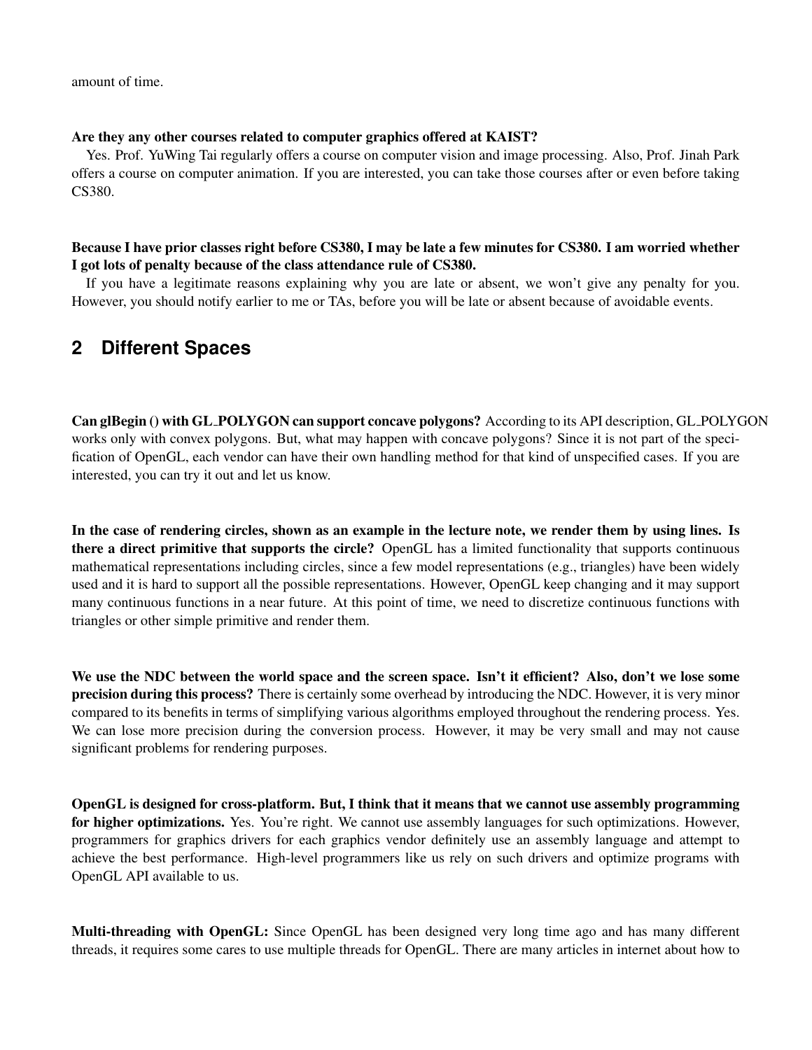amount of time.

**Are they any other courses related to computer graphics offered at KAIST?**

Yes. Prof. YuWing Tai regularly offers a course on computer vision and image processing. Also, Prof. Jinah Park offers a course on computer animation. If you are interested, you can take those courses after or even before taking CS380.

**Because I have prior classes right before CS380, I may be late a few minutes for CS380. I am worried whether I got lots of penalty because of the class attendance rule of CS380.**

If you have a legitimate reasons explaining why you are late or absent, we won't give any penalty for you. However, you should notify earlier to me or TAs, before you will be late or absent because of avoidable events.

## 2 Different Spaces

**Can glBegin () with GL_POLYGON can support concave polygons?** According to its API description, GL_POLYGON works only with convex polygons. But, what may happen with concave polygons? Since it is not part of the specification of OpenGL, each vendor can have their own handling method for that kind of unspecified cases. If you are interested, you can try it out and let us know.

**In the case of rendering circles, shown as an example in the lecture note, we render them by using lines. Is there a direct primitive that supports the circle?** OpenGL has a limited functionality that supports continuous mathematical representations including circles, since a few model representations (e.g., triangles) have been widely used and it is hard to support all the possible representations. However, OpenGL keep changing and it may support many continuous functions in a near future. At this point of time, we need to discretize continuous functions with triangles or other simple primitive and render them.

**We use the NDC between the world space and the screen space. Isn't it efficient? Also, don't we lose some precision during this process?** There is certainly some overhead by introducing the NDC. However, it is very minor compared to its benefits in terms of simplifying various algorithms employed throughout the rendering process. Yes. We can lose more precision during the conversion process. However, it may be very small and may not cause significant problems for rendering purposes.

**OpenGL is designed for cross-platform. But, I think that it means that we cannot use assembly programming for higher optimizations.** Yes. You're right. We cannot use assembly languages for such optimizations. However, programmers for graphics drivers for each graphics vendor definitely use an assembly language and attempt to achieve the best performance. High-level programmers like us rely on such drivers and optimize programs with OpenGL API available to us.

**Multi-threading with OpenGL:** Since OpenGL has been designed very long time ago and has many different threads, it requires some cares to use multiple threads for OpenGL. There are many articles in internet about how to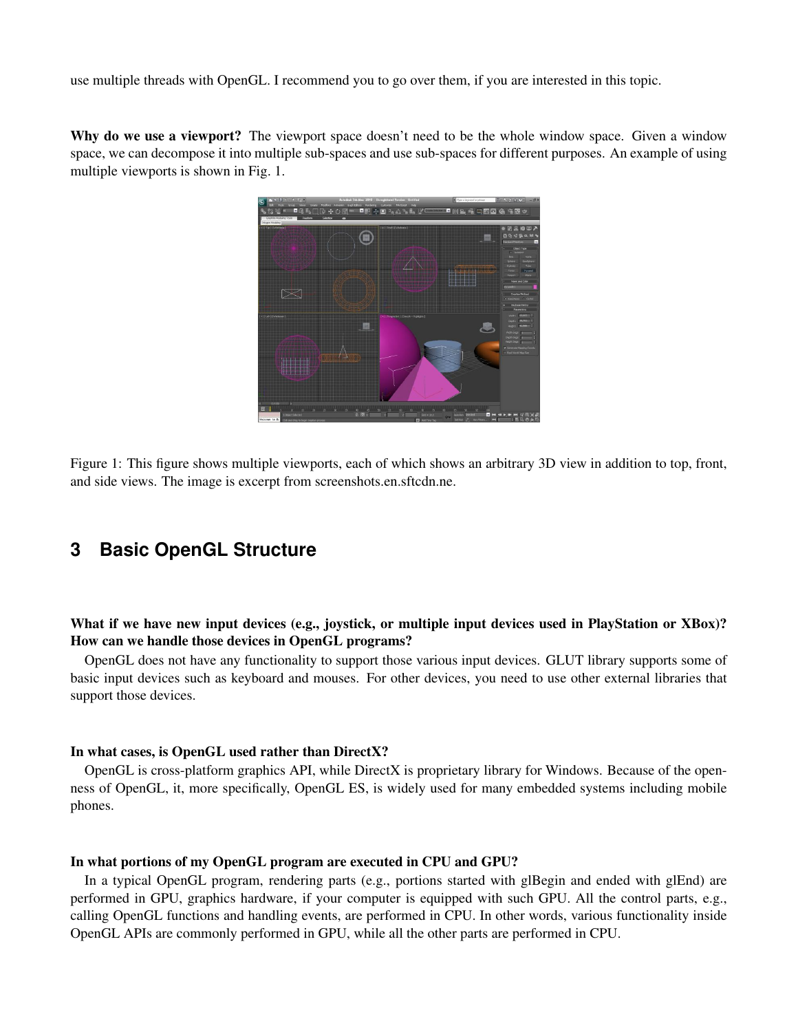use multiple threads with OpenGL. I recommend you to go over them, if you are interested in this topic.

**Why do we use a viewport?** The viewport space doesn't need to be the whole window space. Given a window space, we can decompose it into multiple sub-spaces and use sub-spaces for different purposes. An example of using multiple viewports is shown in Fig. 1.

Figure 1: This figure shows multiple viewports, each of which shows an arbitrary 3D view in addition to top, front, and side views. The image is excerpt from screenshots.en.sftcdn.ne.

## 3 Basic OpenGL Structure

**What if we have new input devices (e.g., joystick, or multiple input devices used in PlayStation or XBox)? How can we handle those devices in OpenGL programs?**

OpenGL does not have any functionality to support those various input devices. GLUT library supports some of basic input devices such as keyboard and mouses. For other devices, you need to use other external libraries that support those devices.

**In what cases, is OpenGL used rather than DirectX?**

OpenGL is cross-platform graphics API, while DirectX is proprietary library for Windows. Because of the openness of OpenGL, it, more specifically, OpenGL ES, is widely used for many embedded systems including mobile phones.

**In what portions of my OpenGL program are executed in CPU and GPU?**

In a typical OpenGL program, rendering parts (e.g., portions started with glBegin and ended with glEnd) are performed in GPU, graphics hardware, if your computer is equipped with such GPU. All the control parts, e.g., calling OpenGL functions and handling events, are performed in CPU. In other words, various functionality inside OpenGL APIs are commonly performed in GPU, while all the other parts are performed in CPU.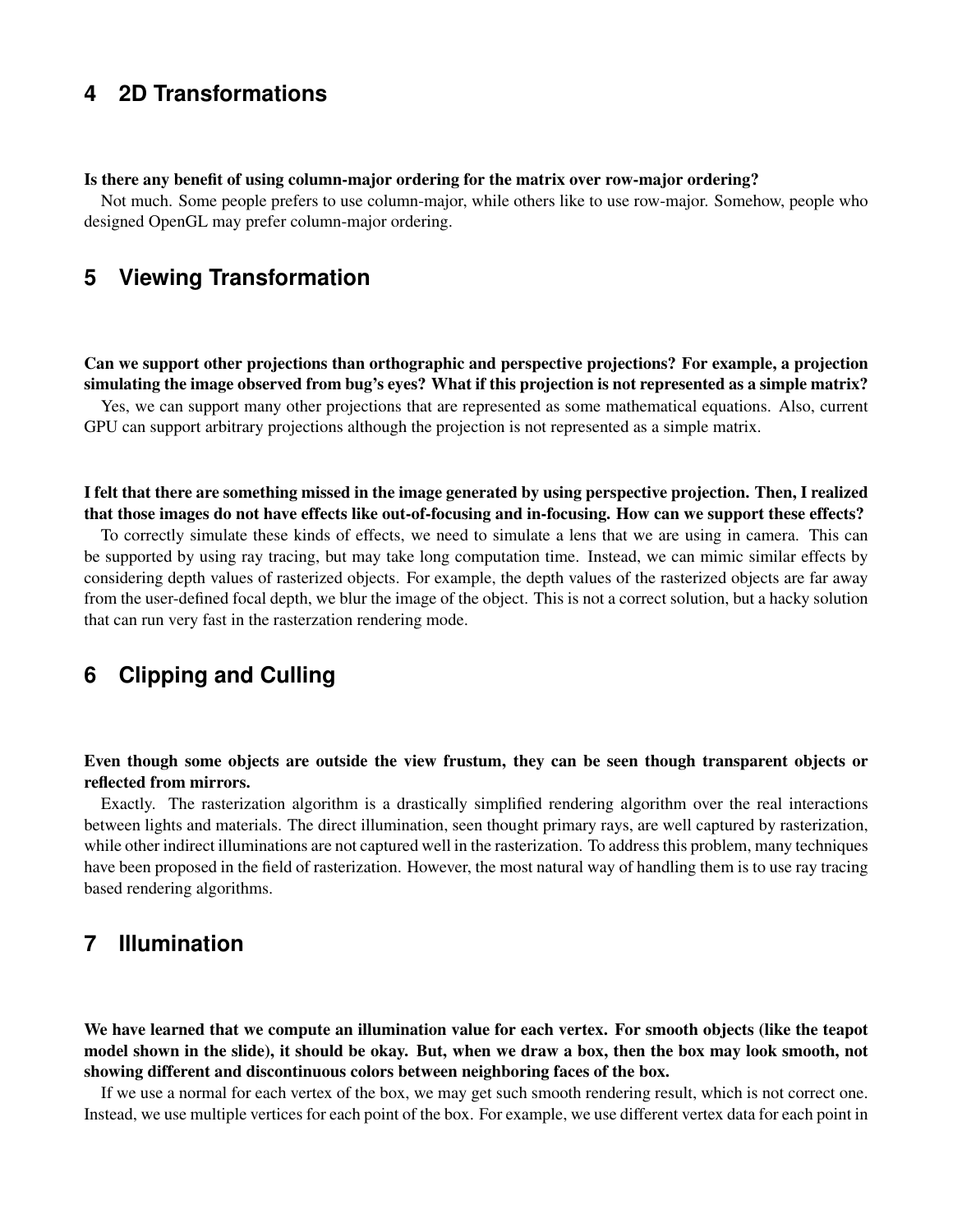## 4 2D Transformations

**Is there any benefit of using column-major ordering for the matrix over row-major ordering?**

Not much. Some people prefers to use column-major, while others like to use row-major. Somehow, people who designed OpenGL may prefer column-major ordering.

## 5 Viewing Transformation

**Can we support other projections than orthographic and perspective projections? For example, a projection simulating the image observed from bug's eyes? What if this projection is not represented as a simple matrix?**

Yes, we can support many other projections that are represented as some mathematical equations. Also, current GPU can support arbitrary projections although the projection is not represented as a simple matrix.

**I felt that there are something missed in the image generated by using perspective projection. Then, I realized that those images do not have effects like out-of-focusing and in-focusing. How can we support these effects?**

To correctly simulate these kinds of effects, we need to simulate a lens that we are using in camera. This can be supported by using ray tracing, but may take long computation time. Instead, we can mimic similar effects by considering depth values of rasterized objects. For example, the depth values of the rasterized objects are far away from the user-defined focal depth, we blur the image of the object. This is not a correct solution, but a hacky solution that can run very fast in the rasterzation rendering mode.

## 6 Clipping and Culling

**Even though some objects are outside the view frustum, they can be seen though transparent objects or reflected from mirrors.**

Exactly. The rasterization algorithm is a drastically simplified rendering algorithm over the real interactions between lights and materials. The direct illumination, seen thought primary rays, are well captured by rasterization, while other indirect illuminations are not captured well in the rasterization. To address this problem, many techniques have been proposed in the field of rasterization. However, the most natural way of handling them is to use ray tracing based rendering algorithms.

## 7 Illumination

**We have learned that we compute an illumination value for each vertex. For smooth objects (like the teapot model shown in the slide), it should be okay. But, when we draw a box, then the box may look smooth, not showing different and discontinuous colors between neighboring faces of the box.**

If we use a normal for each vertex of the box, we may get such smooth rendering result, which is not correct one. Instead, we use multiple vertices for each point of the box. For example, we use different vertex data for each point in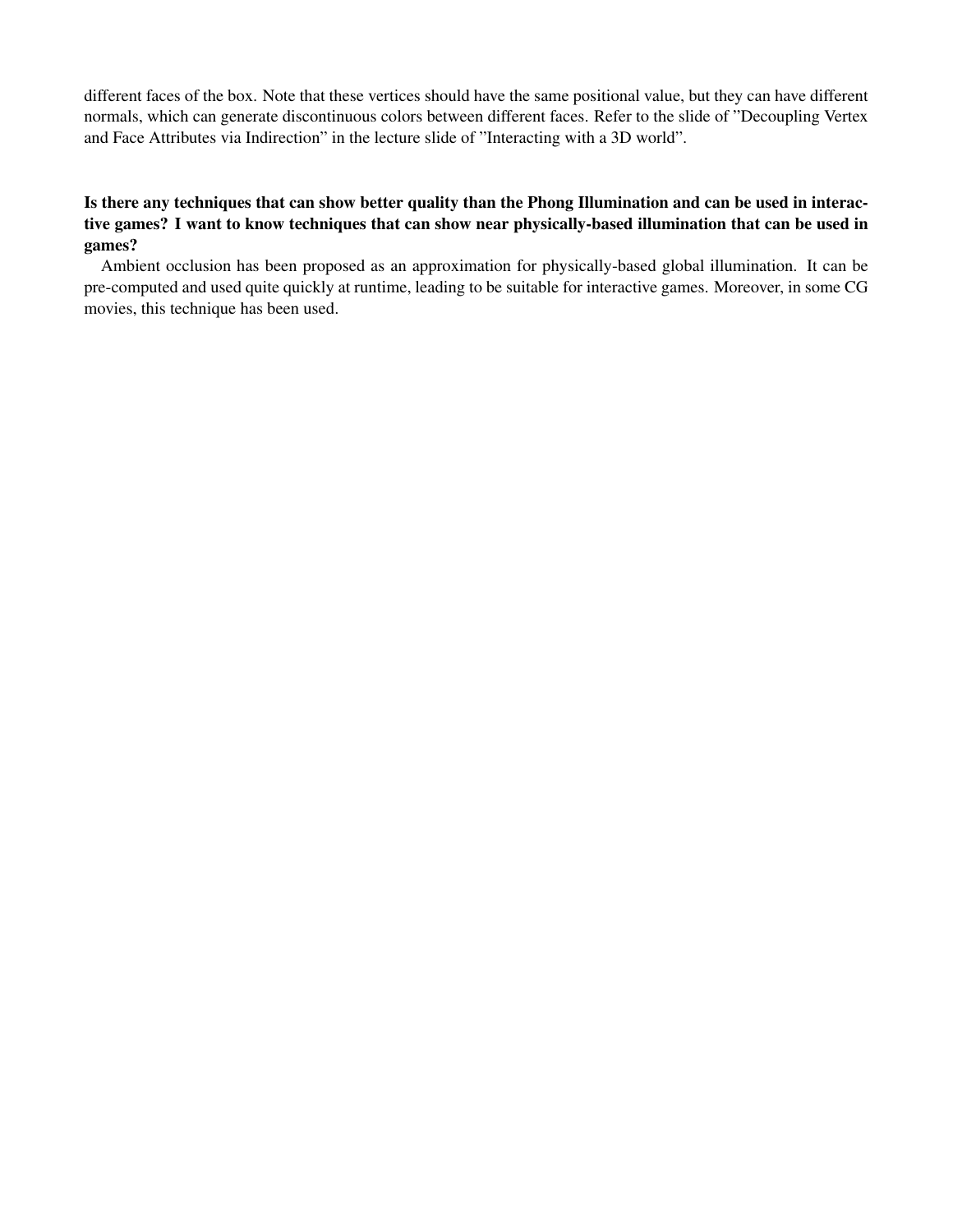different faces of the box. Note that these vertices should have the same positional value, but they can have different normals, which can generate discontinuous colors between different faces. Refer to the slide of "Decoupling Vertex and Face Attributes via Indirection" in the lecture slide of "Interacting with a 3D world".

**Is there any techniques that can show better quality than the Phong Illumination and can be used in interactive games? I want to know techniques that can show near physically-based illumination that can be used in games?**

Ambient occlusion has been proposed as an approximation for physically-based global illumination. It can be pre-computed and used quite quickly at runtime, leading to be suitable for interactive games. Moreover, in some CG movies, this technique has been used.